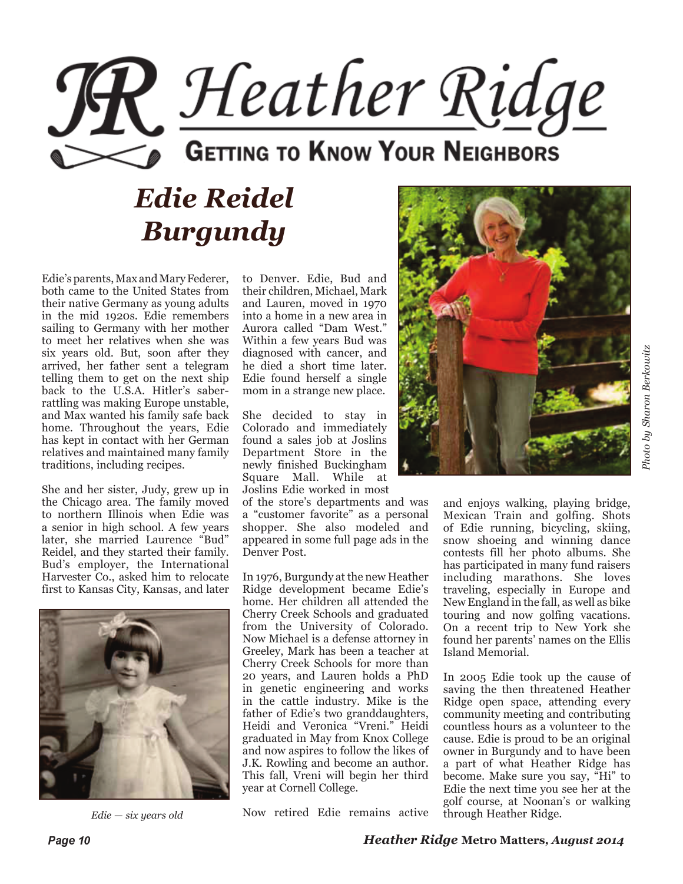# Heather Ridge

## Getting to Know Your Neighbors

# *Edie Reidel Burgundy*

Edie's parents, Max and Mary Federer, both came to the United States from their native Germany as young adults in the mid 1920s. Edie remembers sailing to Germany with her mother to meet her relatives when she was six years old. But, soon after they arrived, her father sent a telegram telling them to get on the next ship back to the U.S.A. Hitler's saber-rattling was making Europe unstable, and Max wanted his family safe back home. Throughout the years, Edie has kept in contact with her German relatives and maintained many family traditions, including recipes.

She and her sister, Judy, grew up in the Chicago area. The family moved to northern Illinois when Edie was a senior in high school. A few years later, she married Laurence "Bud" Reidel, and they started their family. Bud's employer, the International Harvester Co., asked him to relocate first to Kansas City, Kansas, and later to Denver. Edie, Bud and their children, Michael, Mark and Lauren, moved in 1970 into a home in a new area in Aurora called "Dam West." Within a few years Bud was diagnosed with cancer, and he died a short time later. Edie found herself a single mom in a strange new place.

*Edie — six years old*

She decided to stay in Colorado and immediately found a sales job at Joslins Department Store in the newly finished Buckingham Square Mall. While at Joslins Edie worked in most of the store's departments and was a "customer favorite" as a personal shopper. She also modeled and appeared in some full page ads in the Denver Post.

In 1976, Burgundy at the new Heather Ridge development became Edie's home. Her children all attended the Cherry Creek Schools and graduated from the University of Colorado. Now Michael is a defense attorney in Greeley, Mark has been a teacher at Cherry Creek Schools for more than 20 years, and Lauren holds a PhD in genetic engineering and works in the cattle industry. Mike is the father of Edie's two granddaughters, Heidi and Veronica "Vreni." Heidi graduated in May from Knox College and now aspires to follow the likes of J.K. Rowling and become an author. This fall, Vreni will begin her third year at Cornell College.

*Photo by Sharon Berkowitz*

Now retired Edie remains active and enjoys walking, playing bridge, Mexican Train and golfing. Shots of Edie running, bicycling, skiing, snow shoeing and winning dance contests fill her photo albums. She has participated in many fund raisers including marathons. She loves traveling, especially in Europe and New England in the fall, as well as bike touring and now golfing vacations. On a recent trip to New York she found her parents' names on the Ellis Island Memorial.

In 2005 Edie took up the cause of saving the then threatened Heather Ridge open space, attending every community meeting and contributing countless hours as a volunteer to the cause. Edie is proud to be an original owner in Burgundy and to have been a part of what Heather Ridge has become. Make sure you say, "Hi" to Edie the next time you see her at the golf course, at Noonan's or walking through Heather Ridge.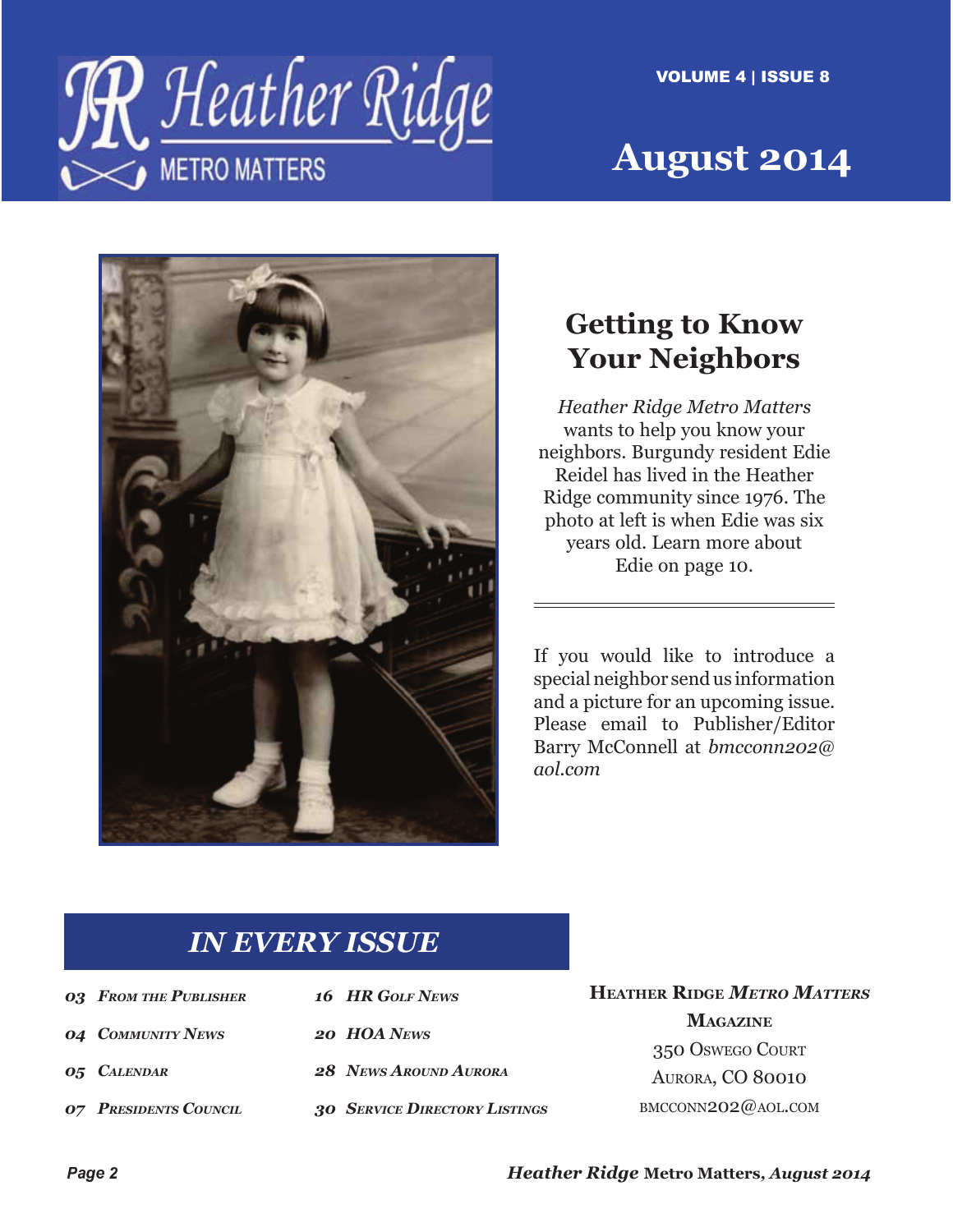# Heather Ridge METRO MATTERS

VOLUME 4 | ISSUE 8

## August 2014

## Getting to Know Your Neighbors

*Heather Ridge Metro Matters* wants to help you know your neighbors. Burgundy resident Edie Reidel has lived in the Heather Ridge community since 1976. The photo at left is when Edie was six years old. Learn more about Edie on page 10.

---

If you would like to introduce a special neighbor send us information and a picture for an upcoming issue. Please email to Publisher/Editor Barry McConnell at *bmcconn202@aol.com*

## IN EVERY ISSUE

- *03 From the Publisher*
- *04 Community News*
- *05 Calendar*
- *07 Presidents Council*
- *16 HR Golf News*
- *20 HOA News*
- *28 News Around Aurora*
- *30 Service Directory Listings*

**Heather Ridge *Metro Matters* Magazine**
350 Oswego Court
Aurora, CO 80010
bmcconn202@aol.com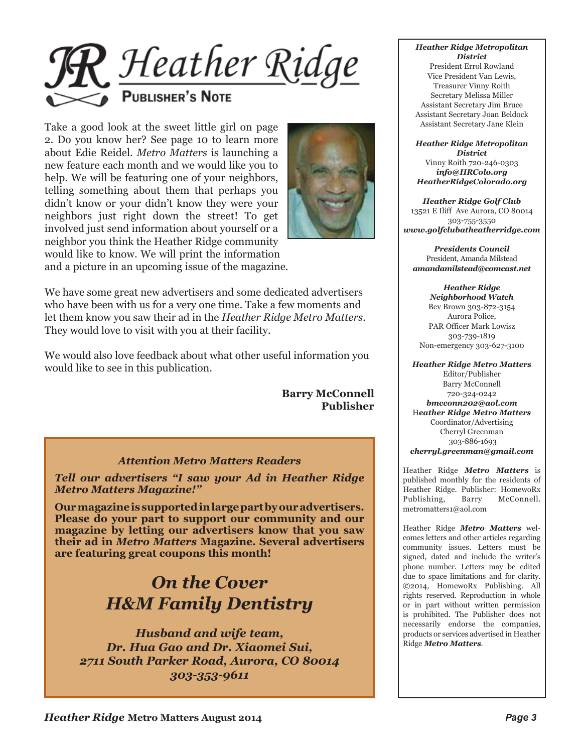# Heather Ridge

## Publisher's Note

Take a good look at the sweet little girl on page 2. Do you know her? See page 10 to learn more about Edie Reidel. *Metro Matters* is launching a new feature each month and we would like you to help. We will be featuring one of your neighbors, telling something about them that perhaps you didn't know or your didn't know they were your neighbors just right down the street! To get involved just send information about yourself or a neighbor you think the Heather Ridge community would like to know. We will print the information and a picture in an upcoming issue of the magazine.

We have some great new advertisers and some dedicated advertisers who have been with us for a very one time. Take a few moments and let them know you saw their ad in the *Heather Ridge Metro Matters.* They would love to visit with you at their facility.

We would also love feedback about what other useful information you would like to see in this publication.

**Barry McConnell**
**Publisher**

---

***Attention Metro Matters Readers***

***Tell our advertisers "I saw your Ad in Heather Ridge Metro Matters Magazine!"***

**Our magazine is supported in large part by our advertisers. Please do your part to support our community and our magazine by letting our advertisers know that you saw their ad in *Metro Matters* Magazine. Several advertisers are featuring great coupons this month!**

## *On the Cover*
## *H&M Family Dentistry*

***Husband and wife team,***
***Dr. Hua Gao and Dr. Xiaomei Sui,***
***2711 South Parker Road, Aurora, CO 80014***
***303-353-9611***

---

***Heather Ridge Metropolitan District***
President Errol Rowland
Vice President Van Lewis,
Treasurer Vinny Roith
Secretary Melissa Miller
Assistant Secretary Jim Bruce
Assistant Secretary Joan Beldock
Assistant Secretary Jane Klein

***Heather Ridge Metropolitan District***
Vinny Roith 720-246-0303
***info@HRColo.org***
***HeatherRidgeColorado.org***

***Heather Ridge Golf Club***
13521 E Iliff Ave Aurora, CO 80014
303-755-3550
***www.golfclubatheatherridge.com***

***Presidents Council***
President, Amanda Milstead
***amandamilstead@comcast.net***

***Heather Ridge Neighborhood Watch***
Bev Brown 303-872-3154
Aurora Police,
PAR Officer Mark Lowisz
303-739-1819
Non-emergency 303-627-3100

***Heather Ridge Metro Matters***
Editor/Publisher
Barry McConnell
720-324-0242
***bmcconn202@aol.com***
***Heather Ridge Metro Matters***
Coordinator/Advertising
Cherryl Greenman
303-886-1693
***cherryl.greenman@gmail.com***

Heather Ridge ***Metro Matters*** is published monthly for the residents of Heather Ridge. Publisher: HomewoRx Publishing, Barry McConnell. metromatters1@aol.com

Heather Ridge ***Metro Matters*** welcomes letters and other articles regarding community issues. Letters must be signed, dated and include the writer's phone number. Letters may be edited due to space limitations and for clarity. ©2014, HomewoRx Publishing. All rights reserved. Reproduction in whole or in part without written permission is prohibited. The Publisher does not necessarily endorse the companies, products or services advertised in Heather Ridge ***Metro Matters***.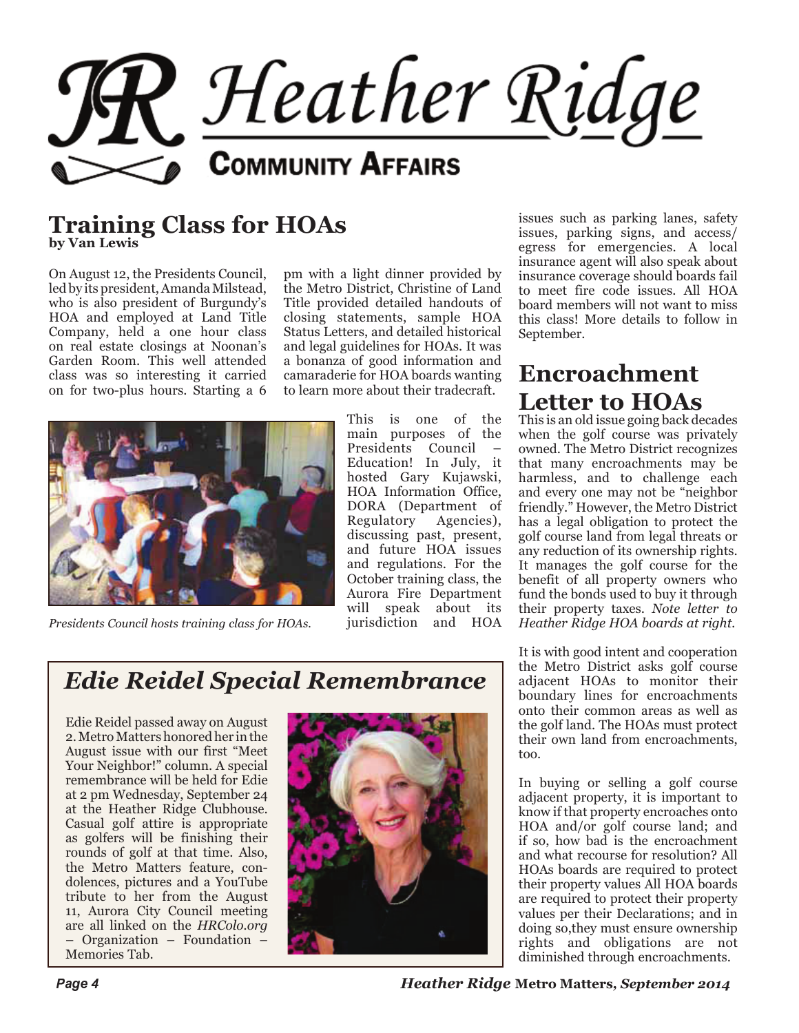# Heather Ridge

## Community Affairs

## Training Class for HOAs

**by Van Lewis**

On August 12, the Presidents Council, led by its president, Amanda Milstead, who is also president of Burgundy's HOA and employed at Land Title Company, held a one hour class on real estate closings at Noonan's Garden Room. This well attended class was so interesting it carried on for two-plus hours. Starting a 6 pm with a light dinner provided by the Metro District, Christine of Land Title provided detailed handouts of closing statements, sample HOA Status Letters, and detailed historical and legal guidelines for HOAs. It was a bonanza of good information and camaraderie for HOA boards wanting to learn more about their tradecraft.

*Presidents Council hosts training class for HOAs.*

This is one of the main purposes of the Presidents Council – Education! In July, it hosted Gary Kujawski, HOA Information Office, DORA (Department of Regulatory Agencies), discussing past, present, and future HOA issues and regulations. For the October training class, the Aurora Fire Department will speak about its jurisdiction and HOA issues such as parking lanes, safety issues, parking signs, and access/egress for emergencies. A local insurance agent will also speak about insurance coverage should boards fail to meet fire code issues. All HOA board members will not want to miss this class! More details to follow in September.

## Edie Reidel Special Remembrance

Edie Reidel passed away on August 2. Metro Matters honored her in the August issue with our first "Meet Your Neighbor!" column. A special remembrance will be held for Edie at 2 pm Wednesday, September 24 at the Heather Ridge Clubhouse. Casual golf attire is appropriate as golfers will be finishing their rounds of golf at that time. Also, the Metro Matters feature, condolences, pictures and a YouTube tribute to her from the August 11, Aurora City Council meeting are all linked on the *HRColo.org* – Organization – Foundation – Memories Tab.

## Encroachment Letter to HOAs

This is an old issue going back decades when the golf course was privately owned. The Metro District recognizes that many encroachments may be harmless, and to challenge each and every one may not be "neighbor friendly." However, the Metro District has a legal obligation to protect the golf course land from legal threats or any reduction of its ownership rights. It manages the golf course for the benefit of all property owners who fund the bonds used to buy it through their property taxes. *Note letter to Heather Ridge HOA boards at right.*

It is with good intent and cooperation the Metro District asks golf course adjacent HOAs to monitor their boundary lines for encroachments onto their common areas as well as the golf land. The HOAs must protect their own land from encroachments, too.

In buying or selling a golf course adjacent property, it is important to know if that property encroaches onto HOA and/or golf course land; and if so, how bad is the encroachment and what recourse for resolution? All HOAs boards are required to protect their property values All HOA boards are required to protect their property values per their Declarations; and in doing so,they must ensure ownership rights and obligations are not diminished through encroachments.